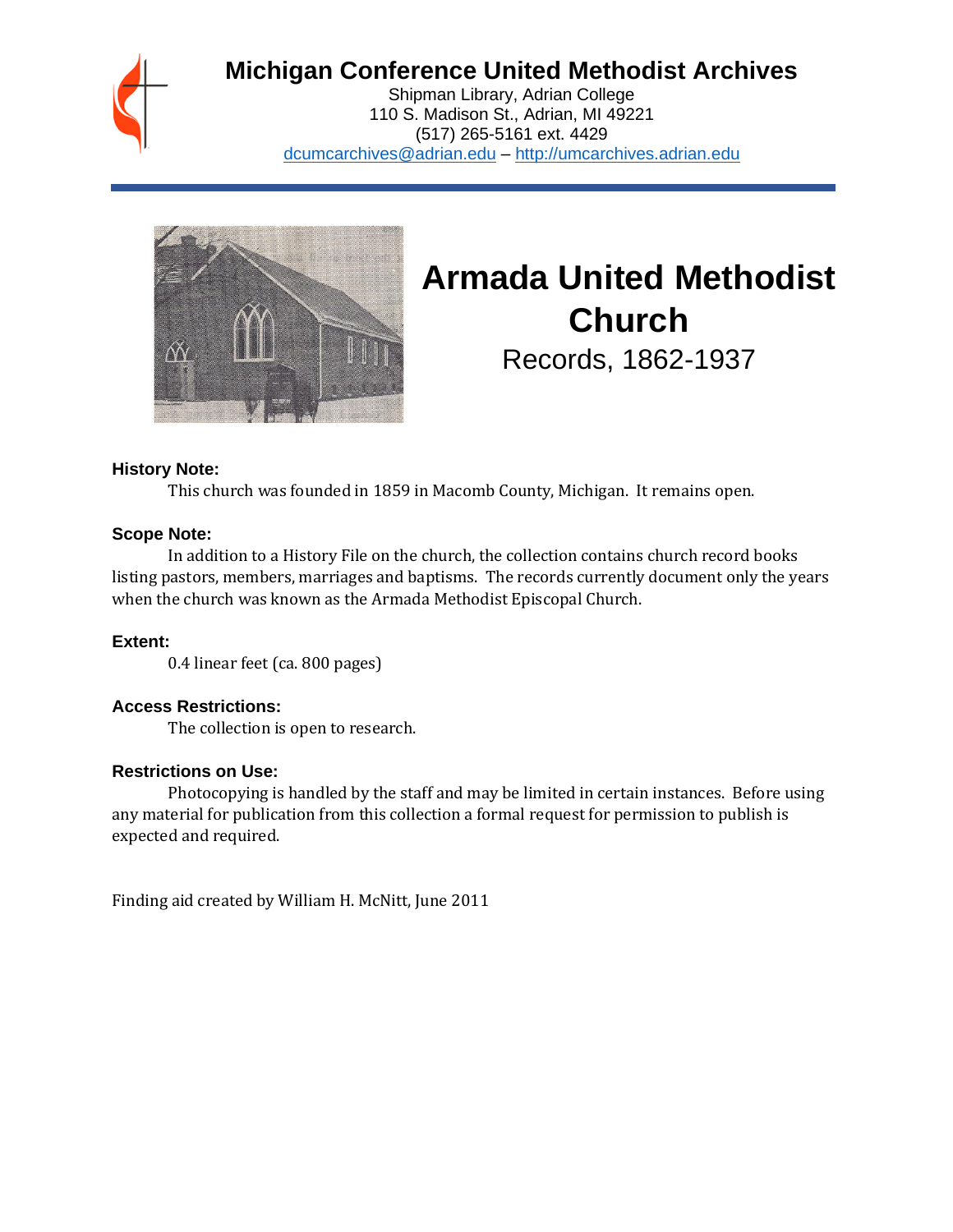# Michigan Conference United Methodist Archives

Shipman Library, Adrian College
110 S. Madison St., Adrian, MI 49221
(517) 265-5161 ext. 4429
dcumcarchives@adrian.edu – http://umcarchives.adrian.edu

# Armada United Methodist Church

Records, 1862-1937

### History Note:

This church was founded in 1859 in Macomb County, Michigan. It remains open.

### Scope Note:

In addition to a History File on the church, the collection contains church record books listing pastors, members, marriages and baptisms. The records currently document only the years when the church was known as the Armada Methodist Episcopal Church.

### Extent:

0.4 linear feet (ca. 800 pages)

### Access Restrictions:

The collection is open to research.

### Restrictions on Use:

Photocopying is handled by the staff and may be limited in certain instances. Before using any material for publication from this collection a formal request for permission to publish is expected and required.

Finding aid created by William H. McNitt, June 2011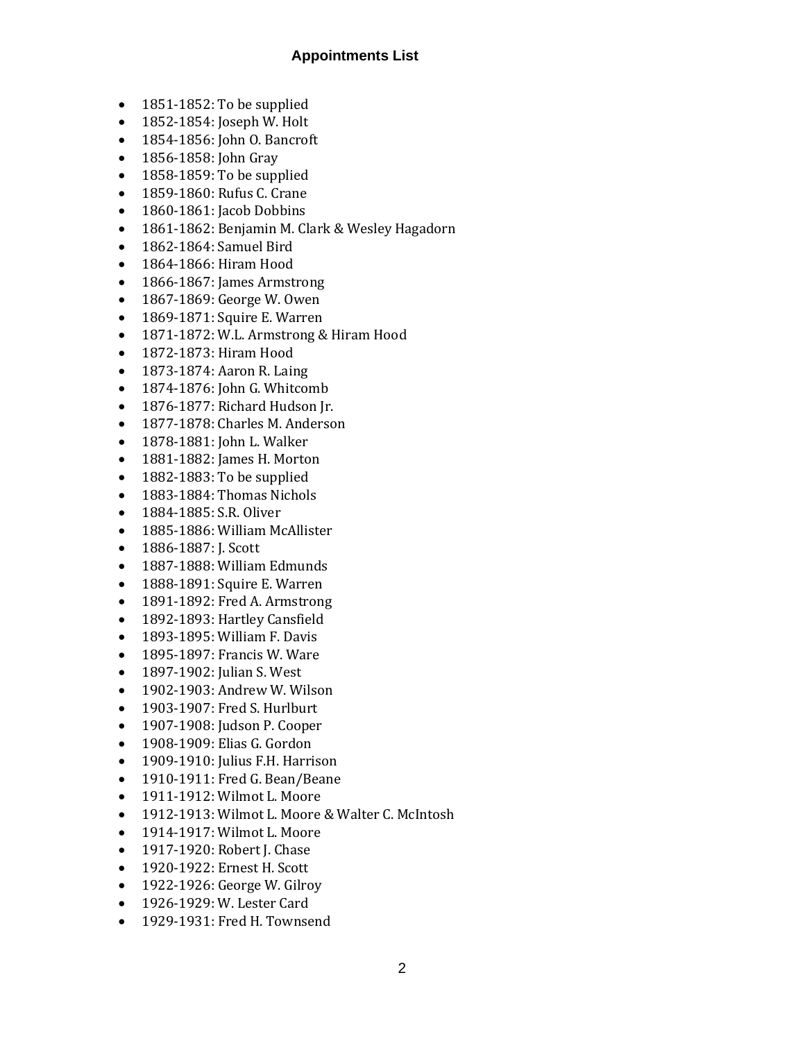# Appointments List

- 1851-1852: To be supplied
- 1852-1854: Joseph W. Holt
- 1854-1856: John O. Bancroft
- 1856-1858: John Gray
- 1858-1859: To be supplied
- 1859-1860: Rufus C. Crane
- 1860-1861: Jacob Dobbins
- 1861-1862: Benjamin M. Clark & Wesley Hagadorn
- 1862-1864: Samuel Bird
- 1864-1866: Hiram Hood
- 1866-1867: James Armstrong
- 1867-1869: George W. Owen
- 1869-1871: Squire E. Warren
- 1871-1872: W.L. Armstrong & Hiram Hood
- 1872-1873: Hiram Hood
- 1873-1874: Aaron R. Laing
- 1874-1876: John G. Whitcomb
- 1876-1877: Richard Hudson Jr.
- 1877-1878: Charles M. Anderson
- 1878-1881: John L. Walker
- 1881-1882: James H. Morton
- 1882-1883: To be supplied
- 1883-1884: Thomas Nichols
- 1884-1885: S.R. Oliver
- 1885-1886: William McAllister
- 1886-1887: J. Scott
- 1887-1888: William Edmunds
- 1888-1891: Squire E. Warren
- 1891-1892: Fred A. Armstrong
- 1892-1893: Hartley Cansfield
- 1893-1895: William F. Davis
- 1895-1897: Francis W. Ware
- 1897-1902: Julian S. West
- 1902-1903: Andrew W. Wilson
- 1903-1907: Fred S. Hurlburt
- 1907-1908: Judson P. Cooper
- 1908-1909: Elias G. Gordon
- 1909-1910: Julius F.H. Harrison
- 1910-1911: Fred G. Bean/Beane
- 1911-1912: Wilmot L. Moore
- 1912-1913: Wilmot L. Moore & Walter C. McIntosh
- 1914-1917: Wilmot L. Moore
- 1917-1920: Robert J. Chase
- 1920-1922: Ernest H. Scott
- 1922-1926: George W. Gilroy
- 1926-1929: W. Lester Card
- 1929-1931: Fred H. Townsend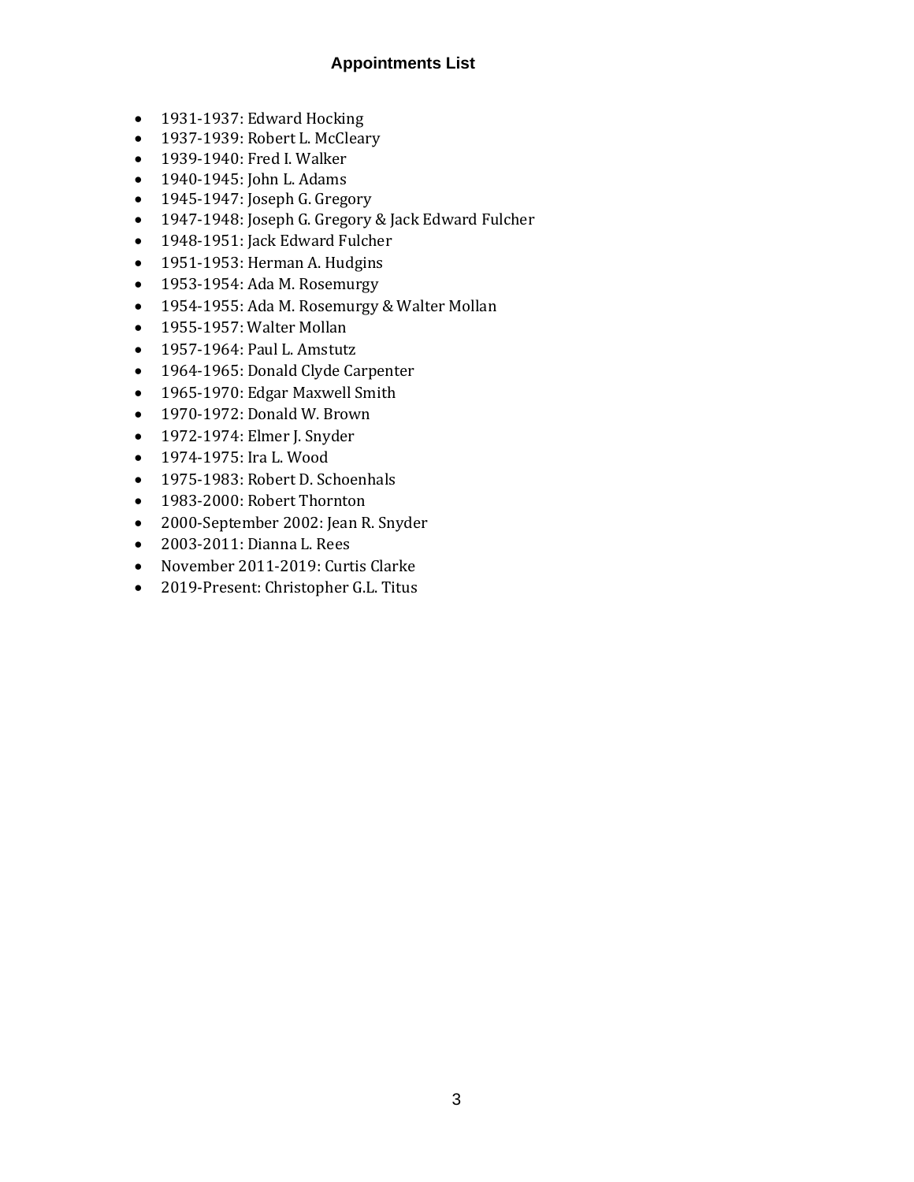# Appointments List

- 1931-1937: Edward Hocking
- 1937-1939: Robert L. McCleary
- 1939-1940: Fred I. Walker
- 1940-1945: John L. Adams
- 1945-1947: Joseph G. Gregory
- 1947-1948: Joseph G. Gregory & Jack Edward Fulcher
- 1948-1951: Jack Edward Fulcher
- 1951-1953: Herman A. Hudgins
- 1953-1954: Ada M. Rosemurgy
- 1954-1955: Ada M. Rosemurgy & Walter Mollan
- 1955-1957: Walter Mollan
- 1957-1964: Paul L. Amstutz
- 1964-1965: Donald Clyde Carpenter
- 1965-1970: Edgar Maxwell Smith
- 1970-1972: Donald W. Brown
- 1972-1974: Elmer J. Snyder
- 1974-1975: Ira L. Wood
- 1975-1983: Robert D. Schoenhals
- 1983-2000: Robert Thornton
- 2000-September 2002: Jean R. Snyder
- 2003-2011: Dianna L. Rees
- November 2011-2019: Curtis Clarke
- 2019-Present: Christopher G.L. Titus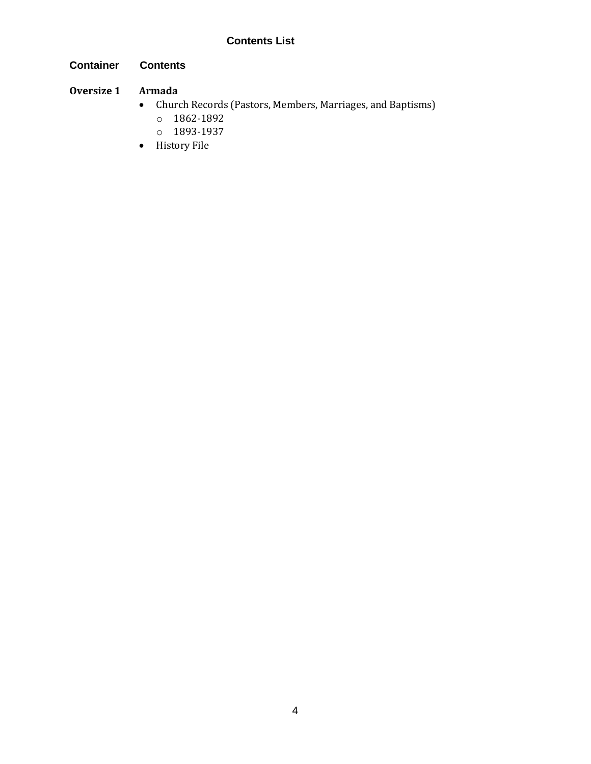## Contents List

| Container | Contents |
|---|---|
| **Oversize 1** | **Armada** |

- Church Records (Pastors, Members, Marriages, and Baptisms)
  - 1862-1892
  - 1893-1937
- History File